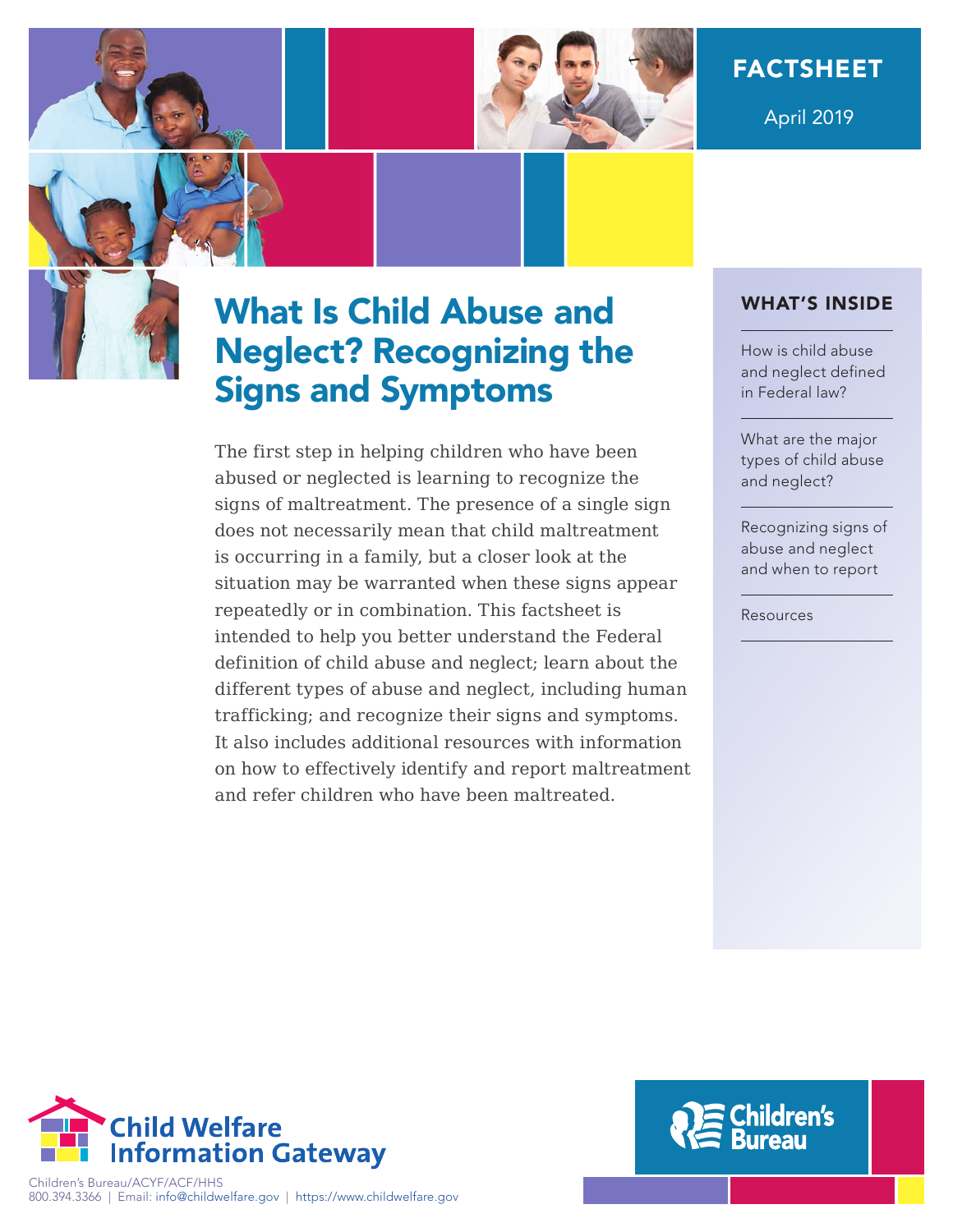FACTSHEET

April 2019

# What Is Child Abuse and Neglect? Recognizing the Signs and Symptoms

The first step in helping children who have been abused or neglected is learning to recognize the signs of maltreatment. The presence of a single sign does not necessarily mean that child maltreatment is occurring in a family, but a closer look at the situation may be warranted when these signs appear repeatedly or in combination. This factsheet is intended to help you better understand the Federal definition of child abuse and neglect; learn about the different types of abuse and neglect, including human trafficking; and recognize their signs and symptoms. It also includes additional resources with information on how to effectively identify and report maltreatment and refer children who have been maltreated.

## WHAT'S INSIDE

- How is child abuse and neglect defined in Federal law?
- What are the major types of child abuse and neglect?
- Recognizing signs of abuse and neglect and when to report
- Resources

Child Welfare Information Gateway

Children's Bureau/ACYF/ACF/HHS
800.394.3366 | Email: info@childwelfare.gov | https://www.childwelfare.gov

Children's Bureau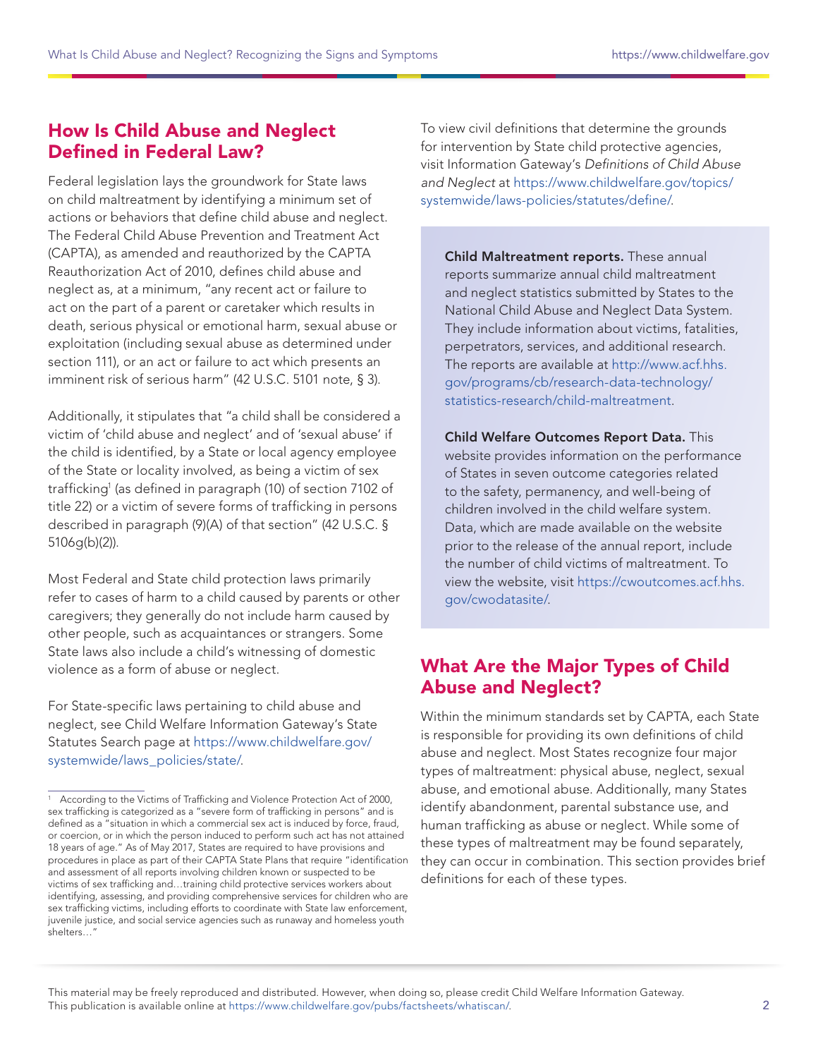## How Is Child Abuse and Neglect Defined in Federal Law?

Federal legislation lays the groundwork for State laws on child maltreatment by identifying a minimum set of actions or behaviors that define child abuse and neglect. The Federal Child Abuse Prevention and Treatment Act (CAPTA), as amended and reauthorized by the CAPTA Reauthorization Act of 2010, defines child abuse and neglect as, at a minimum, "any recent act or failure to act on the part of a parent or caretaker which results in death, serious physical or emotional harm, sexual abuse or exploitation (including sexual abuse as determined under section 111), or an act or failure to act which presents an imminent risk of serious harm" (42 U.S.C. 5101 note, § 3).

Additionally, it stipulates that "a child shall be considered a victim of 'child abuse and neglect' and of 'sexual abuse' if the child is identified, by a State or local agency employee of the State or locality involved, as being a victim of sex trafficking[1] (as defined in paragraph (10) of section 7102 of title 22) or a victim of severe forms of trafficking in persons described in paragraph (9)(A) of that section" (42 U.S.C. § 5106g(b)(2)).

Most Federal and State child protection laws primarily refer to cases of harm to a child caused by parents or other caregivers; they generally do not include harm caused by other people, such as acquaintances or strangers. Some State laws also include a child's witnessing of domestic violence as a form of abuse or neglect.

For State-specific laws pertaining to child abuse and neglect, see Child Welfare Information Gateway's State Statutes Search page at https://www.childwelfare.gov/systemwide/laws_policies/state/.

To view civil definitions that determine the grounds for intervention by State child protective agencies, visit Information Gateway's *Definitions of Child Abuse and Neglect* at https://www.childwelfare.gov/topics/systemwide/laws-policies/statutes/define/.

**Child Maltreatment reports.** These annual reports summarize annual child maltreatment and neglect statistics submitted by States to the National Child Abuse and Neglect Data System. They include information about victims, fatalities, perpetrators, services, and additional research. The reports are available at http://www.acf.hhs.gov/programs/cb/research-data-technology/statistics-research/child-maltreatment.

**Child Welfare Outcomes Report Data.** This website provides information on the performance of States in seven outcome categories related to the safety, permanency, and well-being of children involved in the child welfare system. Data, which are made available on the website prior to the release of the annual report, include the number of child victims of maltreatment. To view the website, visit https://cwoutcomes.acf.hhs.gov/cwodatasite/.

## What Are the Major Types of Child Abuse and Neglect?

Within the minimum standards set by CAPTA, each State is responsible for providing its own definitions of child abuse and neglect. Most States recognize four major types of maltreatment: physical abuse, neglect, sexual abuse, and emotional abuse. Additionally, many States identify abandonment, parental substance use, and human trafficking as abuse or neglect. While some of these types of maltreatment may be found separately, they can occur in combination. This section provides brief definitions for each of these types.

---

[1] According to the Victims of Trafficking and Violence Protection Act of 2000, sex trafficking is categorized as a "severe form of trafficking in persons" and is defined as a "situation in which a commercial sex act is induced by force, fraud, or coercion, or in which the person induced to perform such act has not attained 18 years of age." As of May 2017, States are required to have provisions and procedures in place as part of their CAPTA State Plans that require "identification and assessment of all reports involving children known or suspected to be victims of sex trafficking and…training child protective services workers about identifying, assessing, and providing comprehensive services for children who are sex trafficking victims, including efforts to coordinate with State law enforcement, juvenile justice, and social service agencies such as runaway and homeless youth shelters…"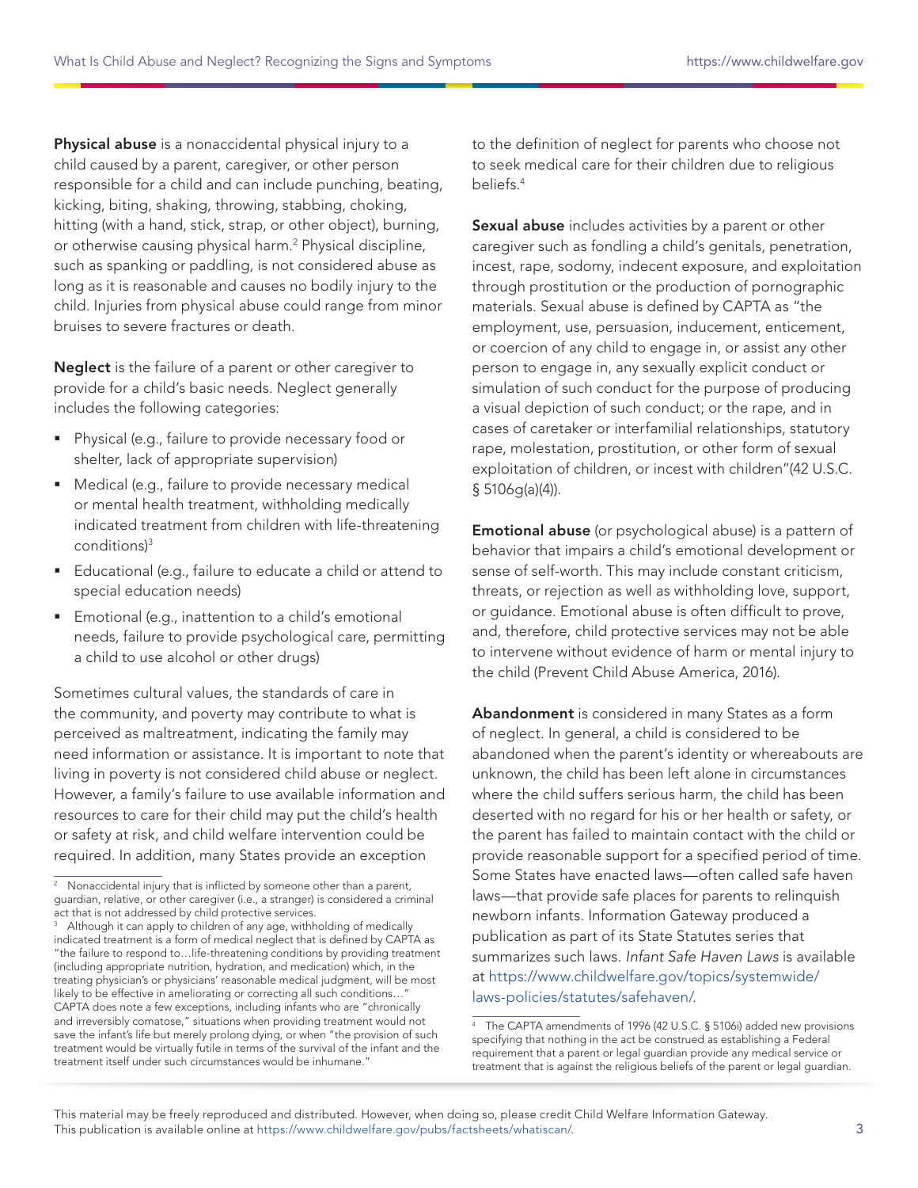**Physical abuse** is a nonaccidental physical injury to a child caused by a parent, caregiver, or other person responsible for a child and can include punching, beating, kicking, biting, shaking, throwing, stabbing, choking, hitting (with a hand, stick, strap, or other object), burning, or otherwise causing physical harm.[2] Physical discipline, such as spanking or paddling, is not considered abuse as long as it is reasonable and causes no bodily injury to the child. Injuries from physical abuse could range from minor bruises to severe fractures or death.

**Neglect** is the failure of a parent or other caregiver to provide for a child's basic needs. Neglect generally includes the following categories:

- Physical (e.g., failure to provide necessary food or shelter, lack of appropriate supervision)
- Medical (e.g., failure to provide necessary medical or mental health treatment, withholding medically indicated treatment from children with life-threatening conditions)[3]
- Educational (e.g., failure to educate a child or attend to special education needs)
- Emotional (e.g., inattention to a child's emotional needs, failure to provide psychological care, permitting a child to use alcohol or other drugs)

Sometimes cultural values, the standards of care in the community, and poverty may contribute to what is perceived as maltreatment, indicating the family may need information or assistance. It is important to note that living in poverty is not considered child abuse or neglect. However, a family's failure to use available information and resources to care for their child may put the child's health or safety at risk, and child welfare intervention could be required. In addition, many States provide an exception to the definition of neglect for parents who choose not to seek medical care for their children due to religious beliefs.[4]

**Sexual abuse** includes activities by a parent or other caregiver such as fondling a child's genitals, penetration, incest, rape, sodomy, indecent exposure, and exploitation through prostitution or the production of pornographic materials. Sexual abuse is defined by CAPTA as "the employment, use, persuasion, inducement, enticement, or coercion of any child to engage in, or assist any other person to engage in, any sexually explicit conduct or simulation of such conduct for the purpose of producing a visual depiction of such conduct; or the rape, and in cases of caretaker or interfamilial relationships, statutory rape, molestation, prostitution, or other form of sexual exploitation of children, or incest with children"(42 U.S.C. § 5106g(a)(4)).

**Emotional abuse** (or psychological abuse) is a pattern of behavior that impairs a child's emotional development or sense of self-worth. This may include constant criticism, threats, or rejection as well as withholding love, support, or guidance. Emotional abuse is often difficult to prove, and, therefore, child protective services may not be able to intervene without evidence of harm or mental injury to the child (Prevent Child Abuse America, 2016).

**Abandonment** is considered in many States as a form of neglect. In general, a child is considered to be abandoned when the parent's identity or whereabouts are unknown, the child has been left alone in circumstances where the child suffers serious harm, the child has been deserted with no regard for his or her health or safety, or the parent has failed to maintain contact with the child or provide reasonable support for a specified period of time. Some States have enacted laws—often called safe haven laws—that provide safe places for parents to relinquish newborn infants. Information Gateway produced a publication as part of its State Statutes series that summarizes such laws. *Infant Safe Haven Laws* is available at https://www.childwelfare.gov/topics/systemwide/laws-policies/statutes/safehaven/.

---

[2] Nonaccidental injury that is inflicted by someone other than a parent, guardian, relative, or other caregiver (i.e., a stranger) is considered a criminal act that is not addressed by child protective services.

[3] Although it can apply to children of any age, withholding of medically indicated treatment is a form of medical neglect that is defined by CAPTA as "the failure to respond to…life-threatening conditions by providing treatment (including appropriate nutrition, hydration, and medication) which, in the treating physician's or physicians' reasonable medical judgment, will be most likely to be effective in ameliorating or correcting all such conditions…" CAPTA does note a few exceptions, including infants who are "chronically and irreversibly comatose," situations when providing treatment would not save the infant's life but merely prolong dying, or when "the provision of such treatment would be virtually futile in terms of the survival of the infant and the treatment itself under such circumstances would be inhumane."

[4] The CAPTA amendments of 1996 (42 U.S.C. § 5106i) added new provisions specifying that nothing in the act be construed as establishing a Federal requirement that a parent or legal guardian provide any medical service or treatment that is against the religious beliefs of the parent or legal guardian.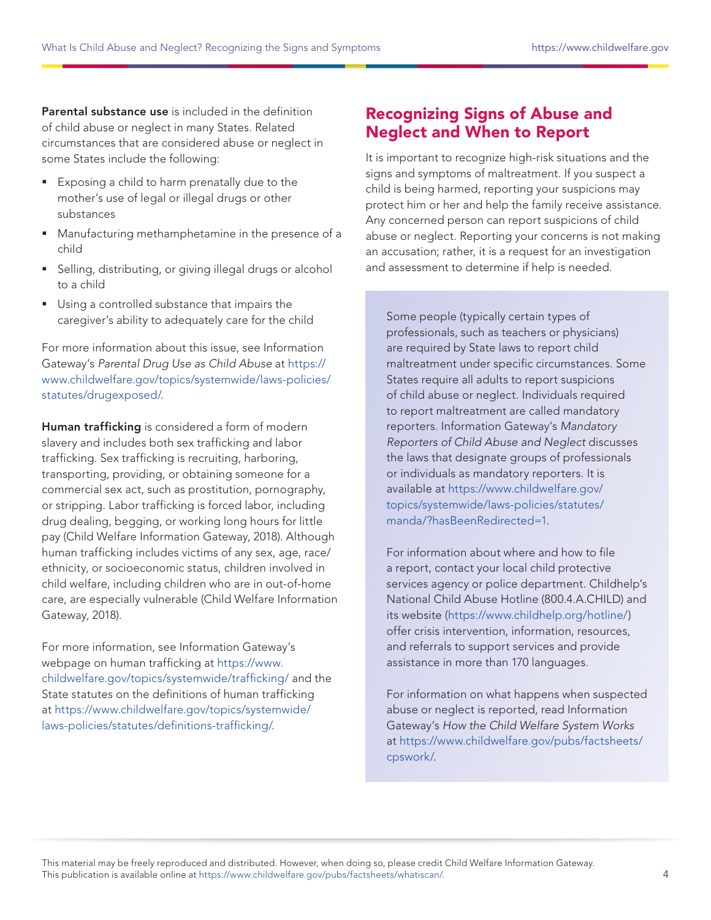**Parental substance use** is included in the definition of child abuse or neglect in many States. Related circumstances that are considered abuse or neglect in some States include the following:

- Exposing a child to harm prenatally due to the mother's use of legal or illegal drugs or other substances
- Manufacturing methamphetamine in the presence of a child
- Selling, distributing, or giving illegal drugs or alcohol to a child
- Using a controlled substance that impairs the caregiver's ability to adequately care for the child

For more information about this issue, see Information Gateway's *Parental Drug Use as Child Abuse* at https://www.childwelfare.gov/topics/systemwide/laws-policies/statutes/drugexposed/.

**Human trafficking** is considered a form of modern slavery and includes both sex trafficking and labor trafficking. Sex trafficking is recruiting, harboring, transporting, providing, or obtaining someone for a commercial sex act, such as prostitution, pornography, or stripping. Labor trafficking is forced labor, including drug dealing, begging, or working long hours for little pay (Child Welfare Information Gateway, 2018). Although human trafficking includes victims of any sex, age, race/ethnicity, or socioeconomic status, children involved in child welfare, including children who are in out-of-home care, are especially vulnerable (Child Welfare Information Gateway, 2018).

For more information, see Information Gateway's webpage on human trafficking at https://www.childwelfare.gov/topics/systemwide/trafficking/ and the State statutes on the definitions of human trafficking at https://www.childwelfare.gov/topics/systemwide/laws-policies/statutes/definitions-trafficking/.

## Recognizing Signs of Abuse and Neglect and When to Report

It is important to recognize high-risk situations and the signs and symptoms of maltreatment. If you suspect a child is being harmed, reporting your suspicions may protect him or her and help the family receive assistance. Any concerned person can report suspicions of child abuse or neglect. Reporting your concerns is not making an accusation; rather, it is a request for an investigation and assessment to determine if help is needed.

Some people (typically certain types of professionals, such as teachers or physicians) are required by State laws to report child maltreatment under specific circumstances. Some States require all adults to report suspicions of child abuse or neglect. Individuals required to report maltreatment are called mandatory reporters. Information Gateway's *Mandatory Reporters of Child Abuse and Neglect* discusses the laws that designate groups of professionals or individuals as mandatory reporters. It is available at https://www.childwelfare.gov/topics/systemwide/laws-policies/statutes/manda/?hasBeenRedirected=1.

For information about where and how to file a report, contact your local child protective services agency or police department. Childhelp's National Child Abuse Hotline (800.4.A.CHILD) and its website (https://www.childhelp.org/hotline/) offer crisis intervention, information, resources, and referrals to support services and provide assistance in more than 170 languages.

For information on what happens when suspected abuse or neglect is reported, read Information Gateway's *How the Child Welfare System Works* at https://www.childwelfare.gov/pubs/factsheets/cpswork/.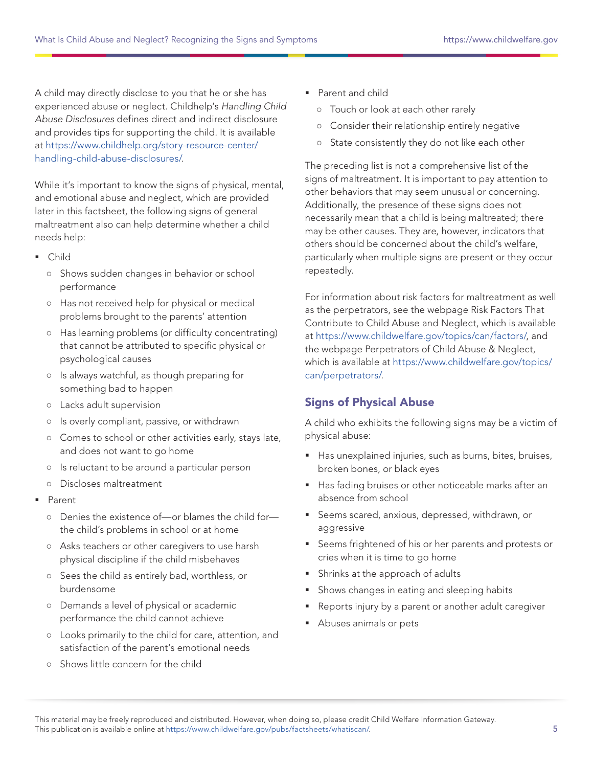A child may directly disclose to you that he or she has experienced abuse or neglect. Childhelp's *Handling Child Abuse Disclosures* defines direct and indirect disclosure and provides tips for supporting the child. It is available at https://www.childhelp.org/story-resource-center/handling-child-abuse-disclosures/.

While it's important to know the signs of physical, mental, and emotional abuse and neglect, which are provided later in this factsheet, the following signs of general maltreatment also can help determine whether a child needs help:

- Child
  - Shows sudden changes in behavior or school performance
  - Has not received help for physical or medical problems brought to the parents' attention
  - Has learning problems (or difficulty concentrating) that cannot be attributed to specific physical or psychological causes
  - Is always watchful, as though preparing for something bad to happen
  - Lacks adult supervision
  - Is overly compliant, passive, or withdrawn
  - Comes to school or other activities early, stays late, and does not want to go home
  - Is reluctant to be around a particular person
  - Discloses maltreatment
- Parent
  - Denies the existence of—or blames the child for—the child's problems in school or at home
  - Asks teachers or other caregivers to use harsh physical discipline if the child misbehaves
  - Sees the child as entirely bad, worthless, or burdensome
  - Demands a level of physical or academic performance the child cannot achieve
  - Looks primarily to the child for care, attention, and satisfaction of the parent's emotional needs
  - Shows little concern for the child
- Parent and child
  - Touch or look at each other rarely
  - Consider their relationship entirely negative
  - State consistently they do not like each other

The preceding list is not a comprehensive list of the signs of maltreatment. It is important to pay attention to other behaviors that may seem unusual or concerning. Additionally, the presence of these signs does not necessarily mean that a child is being maltreated; there may be other causes. They are, however, indicators that others should be concerned about the child's welfare, particularly when multiple signs are present or they occur repeatedly.

For information about risk factors for maltreatment as well as the perpetrators, see the webpage Risk Factors That Contribute to Child Abuse and Neglect, which is available at https://www.childwelfare.gov/topics/can/factors/, and the webpage Perpetrators of Child Abuse & Neglect, which is available at https://www.childwelfare.gov/topics/can/perpetrators/.

## Signs of Physical Abuse

A child who exhibits the following signs may be a victim of physical abuse:

- Has unexplained injuries, such as burns, bites, bruises, broken bones, or black eyes
- Has fading bruises or other noticeable marks after an absence from school
- Seems scared, anxious, depressed, withdrawn, or aggressive
- Seems frightened of his or her parents and protests or cries when it is time to go home
- Shrinks at the approach of adults
- Shows changes in eating and sleeping habits
- Reports injury by a parent or another adult caregiver
- Abuses animals or pets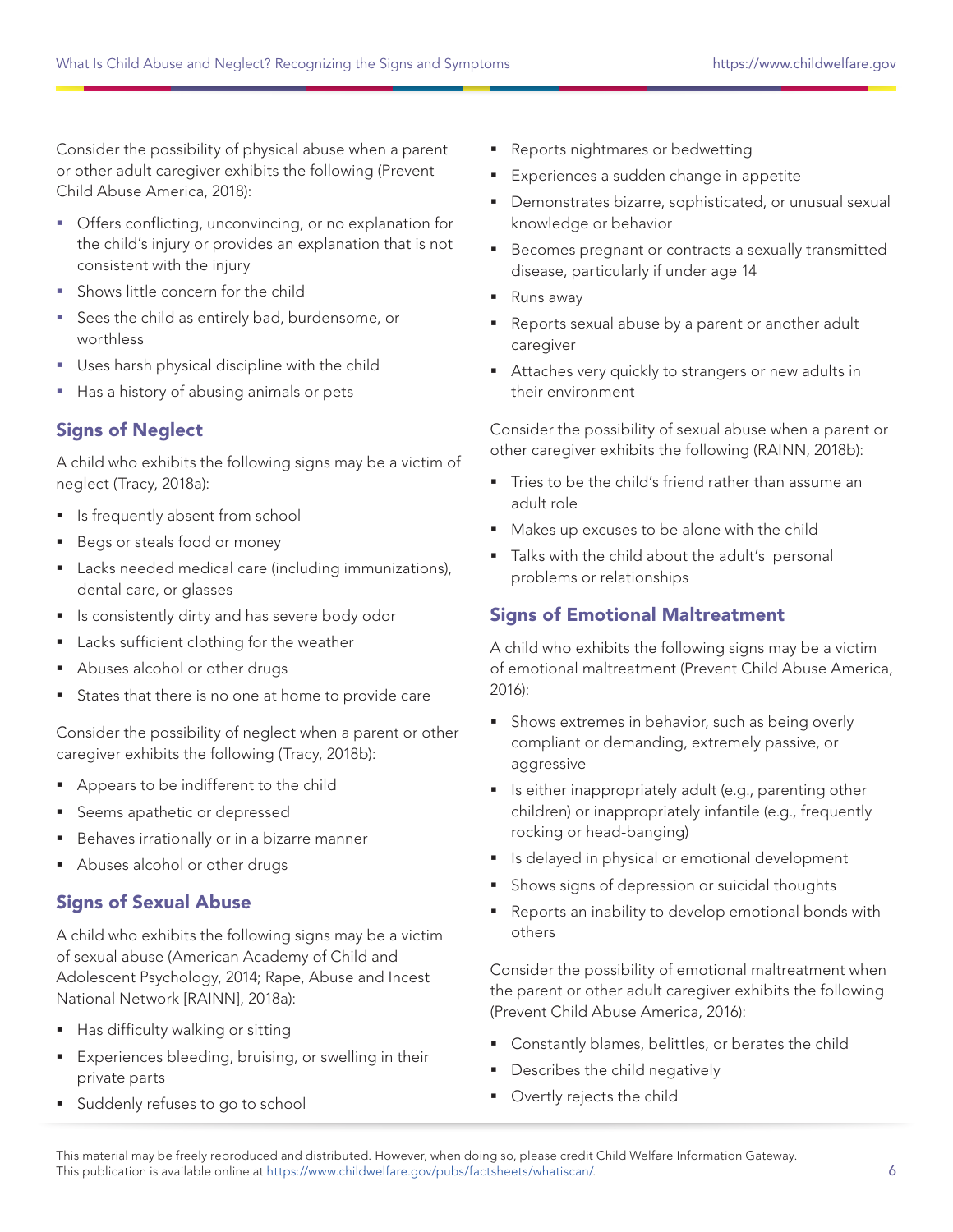Consider the possibility of physical abuse when a parent or other adult caregiver exhibits the following (Prevent Child Abuse America, 2018):

- Offers conflicting, unconvincing, or no explanation for the child's injury or provides an explanation that is not consistent with the injury
- Shows little concern for the child
- Sees the child as entirely bad, burdensome, or worthless
- Uses harsh physical discipline with the child
- Has a history of abusing animals or pets

## Signs of Neglect

A child who exhibits the following signs may be a victim of neglect (Tracy, 2018a):

- Is frequently absent from school
- Begs or steals food or money
- Lacks needed medical care (including immunizations), dental care, or glasses
- Is consistently dirty and has severe body odor
- Lacks sufficient clothing for the weather
- Abuses alcohol or other drugs
- States that there is no one at home to provide care

Consider the possibility of neglect when a parent or other caregiver exhibits the following (Tracy, 2018b):

- Appears to be indifferent to the child
- Seems apathetic or depressed
- Behaves irrationally or in a bizarre manner
- Abuses alcohol or other drugs

## Signs of Sexual Abuse

A child who exhibits the following signs may be a victim of sexual abuse (American Academy of Child and Adolescent Psychology, 2014; Rape, Abuse and Incest National Network [RAINN], 2018a):

- Has difficulty walking or sitting
- Experiences bleeding, bruising, or swelling in their private parts
- Suddenly refuses to go to school
- Reports nightmares or bedwetting
- Experiences a sudden change in appetite
- Demonstrates bizarre, sophisticated, or unusual sexual knowledge or behavior
- Becomes pregnant or contracts a sexually transmitted disease, particularly if under age 14
- Runs away
- Reports sexual abuse by a parent or another adult caregiver
- Attaches very quickly to strangers or new adults in their environment

Consider the possibility of sexual abuse when a parent or other caregiver exhibits the following (RAINN, 2018b):

- Tries to be the child's friend rather than assume an adult role
- Makes up excuses to be alone with the child
- Talks with the child about the adult's personal problems or relationships

## Signs of Emotional Maltreatment

A child who exhibits the following signs may be a victim of emotional maltreatment (Prevent Child Abuse America, 2016):

- Shows extremes in behavior, such as being overly compliant or demanding, extremely passive, or aggressive
- Is either inappropriately adult (e.g., parenting other children) or inappropriately infantile (e.g., frequently rocking or head-banging)
- Is delayed in physical or emotional development
- Shows signs of depression or suicidal thoughts
- Reports an inability to develop emotional bonds with others

Consider the possibility of emotional maltreatment when the parent or other adult caregiver exhibits the following (Prevent Child Abuse America, 2016):

- Constantly blames, belittles, or berates the child
- Describes the child negatively
- Overtly rejects the child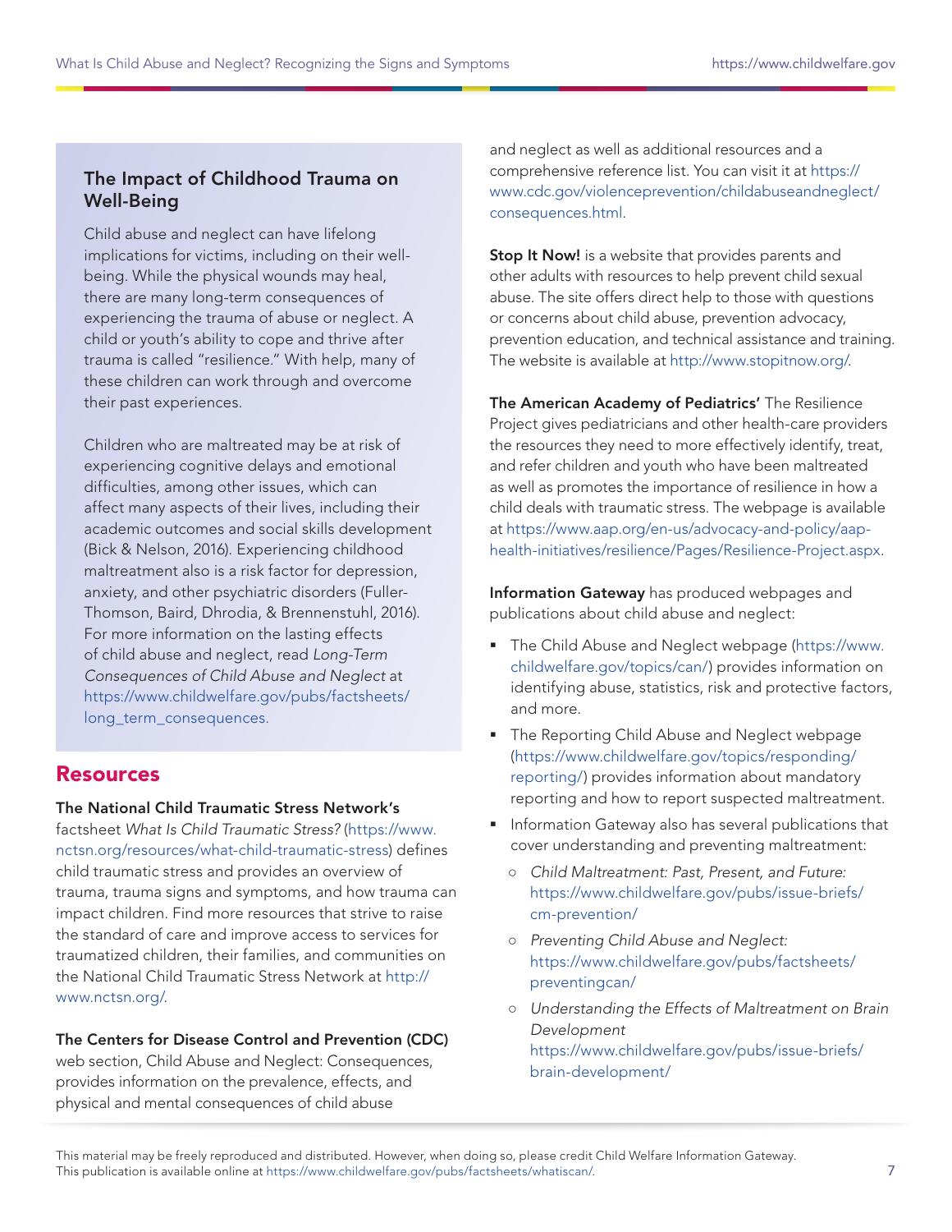### The Impact of Childhood Trauma on Well-Being

Child abuse and neglect can have lifelong implications for victims, including on their well-being. While the physical wounds may heal, there are many long-term consequences of experiencing the trauma of abuse or neglect. A child or youth's ability to cope and thrive after trauma is called "resilience." With help, many of these children can work through and overcome their past experiences.

Children who are maltreated may be at risk of experiencing cognitive delays and emotional difficulties, among other issues, which can affect many aspects of their lives, including their academic outcomes and social skills development (Bick & Nelson, 2016). Experiencing childhood maltreatment also is a risk factor for depression, anxiety, and other psychiatric disorders (Fuller-Thomson, Baird, Dhrodia, & Brennenstuhl, 2016). For more information on the lasting effects of child abuse and neglect, read *Long-Term Consequences of Child Abuse and Neglect* at https://www.childwelfare.gov/pubs/factsheets/long_term_consequences.

## Resources

**The National Child Traumatic Stress Network's** factsheet *What Is Child Traumatic Stress?* (https://www.nctsn.org/resources/what-child-traumatic-stress) defines child traumatic stress and provides an overview of trauma, trauma signs and symptoms, and how trauma can impact children. Find more resources that strive to raise the standard of care and improve access to services for traumatized children, their families, and communities on the National Child Traumatic Stress Network at http://www.nctsn.org/.

**The Centers for Disease Control and Prevention (CDC)** web section, Child Abuse and Neglect: Consequences, provides information on the prevalence, effects, and physical and mental consequences of child abuse and neglect as well as additional resources and a comprehensive reference list. You can visit it at https://www.cdc.gov/violenceprevention/childabuseandneglect/consequences.html.

**Stop It Now!** is a website that provides parents and other adults with resources to help prevent child sexual abuse. The site offers direct help to those with questions or concerns about child abuse, prevention advocacy, prevention education, and technical assistance and training. The website is available at http://www.stopitnow.org/.

**The American Academy of Pediatrics'** The Resilience Project gives pediatricians and other health-care providers the resources they need to more effectively identify, treat, and refer children and youth who have been maltreated as well as promotes the importance of resilience in how a child deals with traumatic stress. The webpage is available at https://www.aap.org/en-us/advocacy-and-policy/aap-health-initiatives/resilience/Pages/Resilience-Project.aspx.

**Information Gateway** has produced webpages and publications about child abuse and neglect:

- The Child Abuse and Neglect webpage (https://www.childwelfare.gov/topics/can/) provides information on identifying abuse, statistics, risk and protective factors, and more.
- The Reporting Child Abuse and Neglect webpage (https://www.childwelfare.gov/topics/responding/reporting/) provides information about mandatory reporting and how to report suspected maltreatment.
- Information Gateway also has several publications that cover understanding and preventing maltreatment:
  - *Child Maltreatment: Past, Present, and Future:* https://www.childwelfare.gov/pubs/issue-briefs/cm-prevention/
  - *Preventing Child Abuse and Neglect:* https://www.childwelfare.gov/pubs/factsheets/preventingcan/
  - *Understanding the Effects of Maltreatment on Brain Development* https://www.childwelfare.gov/pubs/issue-briefs/brain-development/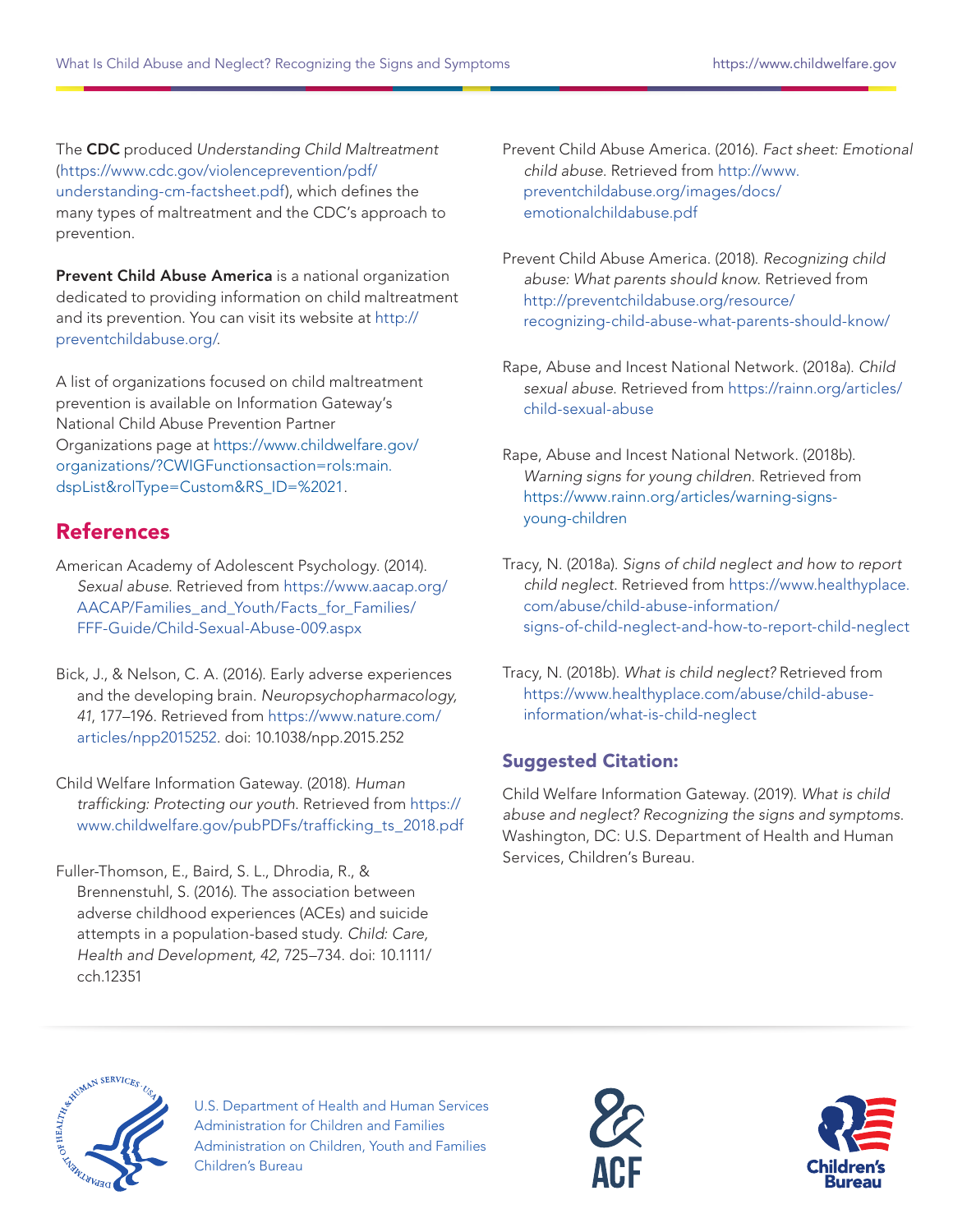The **CDC** produced *Understanding Child Maltreatment* (https://www.cdc.gov/violenceprevention/pdf/understanding-cm-factsheet.pdf), which defines the many types of maltreatment and the CDC's approach to prevention.

**Prevent Child Abuse America** is a national organization dedicated to providing information on child maltreatment and its prevention. You can visit its website at http://preventchildabuse.org/.

A list of organizations focused on child maltreatment prevention is available on Information Gateway's National Child Abuse Prevention Partner Organizations page at https://www.childwelfare.gov/organizations/?CWIGFunctionsaction=rols:main.dspList&rolType=Custom&RS_ID=%2021.

## References

American Academy of Adolescent Psychology. (2014). *Sexual abuse.* Retrieved from https://www.aacap.org/AACAP/Families_and_Youth/Facts_for_Families/FFF-Guide/Child-Sexual-Abuse-009.aspx

Bick, J., & Nelson, C. A. (2016). Early adverse experiences and the developing brain. *Neuropsychopharmacology, 41*, 177–196. Retrieved from https://www.nature.com/articles/npp2015252. doi: 10.1038/npp.2015.252

Child Welfare Information Gateway. (2018). *Human trafficking: Protecting our youth.* Retrieved from https://www.childwelfare.gov/pubPDFs/trafficking_ts_2018.pdf

Fuller-Thomson, E., Baird, S. L., Dhrodia, R., & Brennenstuhl, S. (2016). The association between adverse childhood experiences (ACEs) and suicide attempts in a population-based study. *Child: Care, Health and Development, 42*, 725–734. doi: 10.1111/cch.12351

Prevent Child Abuse America. (2016). *Fact sheet: Emotional child abuse.* Retrieved from http://www.preventchildabuse.org/images/docs/emotionalchildabuse.pdf

Prevent Child Abuse America. (2018). *Recognizing child abuse: What parents should know.* Retrieved from http://preventchildabuse.org/resource/recognizing-child-abuse-what-parents-should-know/

Rape, Abuse and Incest National Network. (2018a). *Child sexual abuse.* Retrieved from https://rainn.org/articles/child-sexual-abuse

Rape, Abuse and Incest National Network. (2018b). *Warning signs for young children.* Retrieved from https://www.rainn.org/articles/warning-signs-young-children

Tracy, N. (2018a). *Signs of child neglect and how to report child neglect.* Retrieved from https://www.healthyplace.com/abuse/child-abuse-information/signs-of-child-neglect-and-how-to-report-child-neglect

Tracy, N. (2018b). *What is child neglect?* Retrieved from https://www.healthyplace.com/abuse/child-abuse-information/what-is-child-neglect

### Suggested Citation:

Child Welfare Information Gateway. (2019). *What is child abuse and neglect? Recognizing the signs and symptoms.* Washington, DC: U.S. Department of Health and Human Services, Children's Bureau.

U.S. Department of Health and Human Services
Administration for Children and Families
Administration on Children, Youth and Families
Children's Bureau